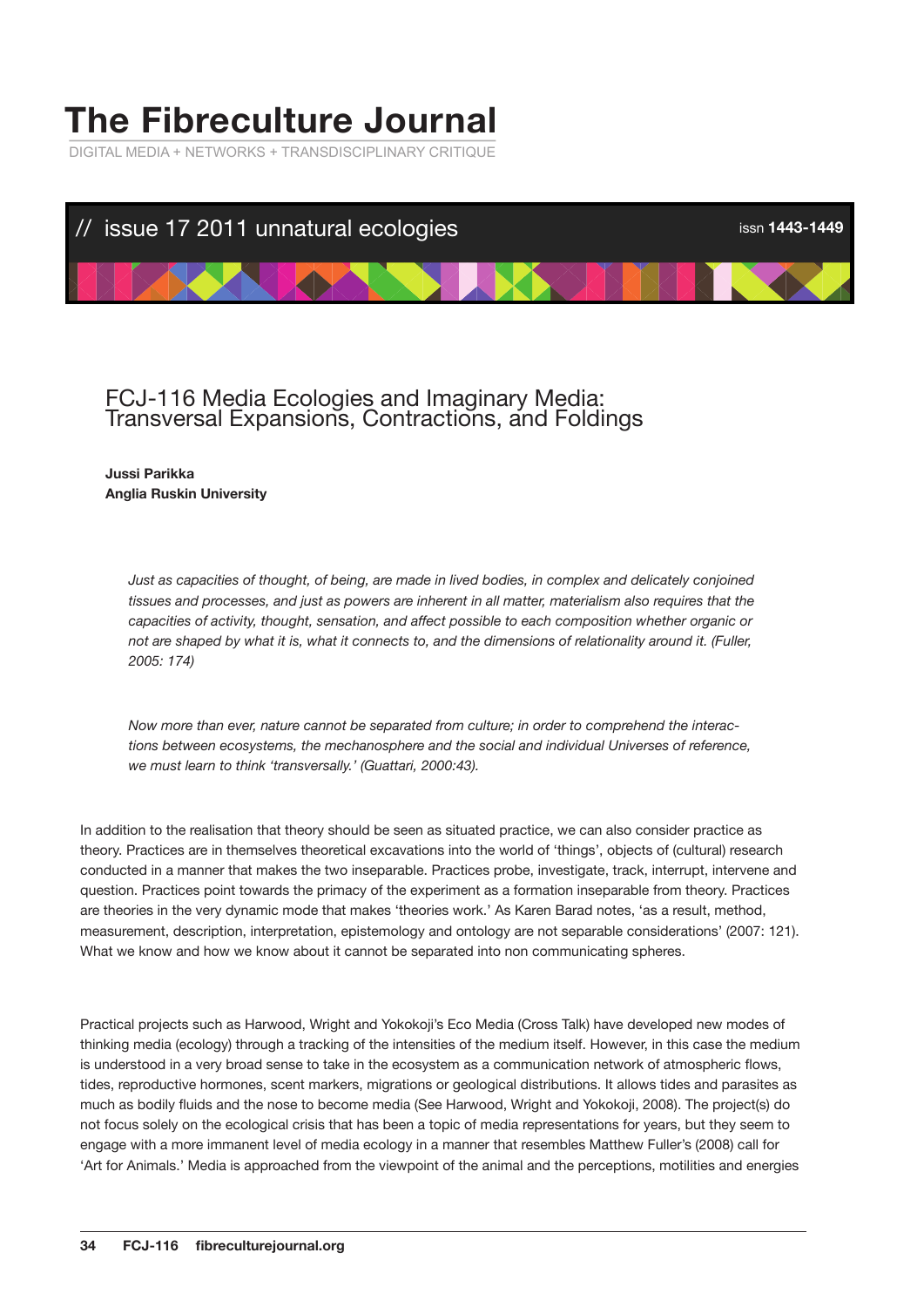# The Fibreculture Journal

DIGITAL MEDIA + NETWORKS + TRANSDISCIPLINARY CRITIQUE

// issue 17 2011 unnatural ecologies

issn **1443-1449**

## FCJ-116 Media Ecologies and Imaginary Media: Transversal Expansions, Contractions, and Foldings

**Jussi Parikka**
**Anglia Ruskin University**

> *Just as capacities of thought, of being, are made in lived bodies, in complex and delicately conjoined tissues and processes, and just as powers are inherent in all matter, materialism also requires that the capacities of activity, thought, sensation, and affect possible to each composition whether organic or not are shaped by what it is, what it connects to, and the dimensions of relationality around it. (Fuller, 2005: 174)*

> *Now more than ever, nature cannot be separated from culture; in order to comprehend the interactions between ecosystems, the mechanosphere and the social and individual Universes of reference, we must learn to think 'transversally.' (Guattari, 2000:43).*

In addition to the realisation that theory should be seen as situated practice, we can also consider practice as theory. Practices are in themselves theoretical excavations into the world of 'things', objects of (cultural) research conducted in a manner that makes the two inseparable. Practices probe, investigate, track, interrupt, intervene and question. Practices point towards the primacy of the experiment as a formation inseparable from theory. Practices are theories in the very dynamic mode that makes 'theories work.' As Karen Barad notes, 'as a result, method, measurement, description, interpretation, epistemology and ontology are not separable considerations' (2007: 121). What we know and how we know about it cannot be separated into non communicating spheres.

Practical projects such as Harwood, Wright and Yokokoji's Eco Media (Cross Talk) have developed new modes of thinking media (ecology) through a tracking of the intensities of the medium itself. However, in this case the medium is understood in a very broad sense to take in the ecosystem as a communication network of atmospheric flows, tides, reproductive hormones, scent markers, migrations or geological distributions. It allows tides and parasites as much as bodily fluids and the nose to become media (See Harwood, Wright and Yokokoji, 2008). The project(s) do not focus solely on the ecological crisis that has been a topic of media representations for years, but they seem to engage with a more immanent level of media ecology in a manner that resembles Matthew Fuller's (2008) call for 'Art for Animals.' Media is approached from the viewpoint of the animal and the perceptions, motilities and energies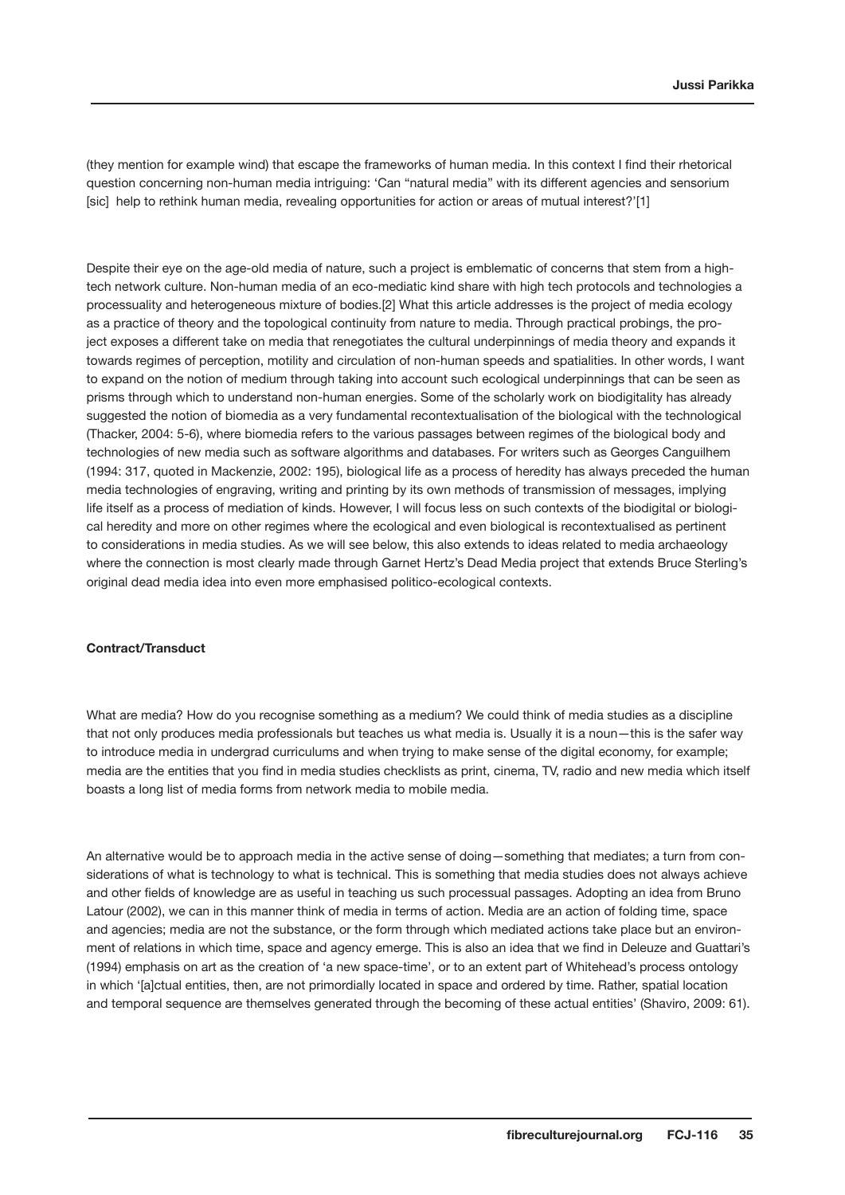(they mention for example wind) that escape the frameworks of human media. In this context I find their rhetorical question concerning non-human media intriguing: 'Can "natural media" with its different agencies and sensorium [sic] help to rethink human media, revealing opportunities for action or areas of mutual interest?'[1]

Despite their eye on the age-old media of nature, such a project is emblematic of concerns that stem from a high-tech network culture. Non-human media of an eco-mediatic kind share with high tech protocols and technologies a processuality and heterogeneous mixture of bodies.[2] What this article addresses is the project of media ecology as a practice of theory and the topological continuity from nature to media. Through practical probings, the project exposes a different take on media that renegotiates the cultural underpinnings of media theory and expands it towards regimes of perception, motility and circulation of non-human speeds and spatialities. In other words, I want to expand on the notion of medium through taking into account such ecological underpinnings that can be seen as prisms through which to understand non-human energies. Some of the scholarly work on biodigitality has already suggested the notion of biomedia as a very fundamental recontextualisation of the biological with the technological (Thacker, 2004: 5-6), where biomedia refers to the various passages between regimes of the biological body and technologies of new media such as software algorithms and databases. For writers such as Georges Canguilhem (1994: 317, quoted in Mackenzie, 2002: 195), biological life as a process of heredity has always preceded the human media technologies of engraving, writing and printing by its own methods of transmission of messages, implying life itself as a process of mediation of kinds. However, I will focus less on such contexts of the biodigital or biological heredity and more on other regimes where the ecological and even biological is recontextualised as pertinent to considerations in media studies. As we will see below, this also extends to ideas related to media archaeology where the connection is most clearly made through Garnet Hertz's Dead Media project that extends Bruce Sterling's original dead media idea into even more emphasised politico-ecological contexts.

**Contract/Transduct**

What are media? How do you recognise something as a medium? We could think of media studies as a discipline that not only produces media professionals but teaches us what media is. Usually it is a noun—this is the safer way to introduce media in undergrad curriculums and when trying to make sense of the digital economy, for example; media are the entities that you find in media studies checklists as print, cinema, TV, radio and new media which itself boasts a long list of media forms from network media to mobile media.

An alternative would be to approach media in the active sense of doing—something that mediates; a turn from considerations of what is technology to what is technical. This is something that media studies does not always achieve and other fields of knowledge are as useful in teaching us such processual passages. Adopting an idea from Bruno Latour (2002), we can in this manner think of media in terms of action. Media are an action of folding time, space and agencies; media are not the substance, or the form through which mediated actions take place but an environment of relations in which time, space and agency emerge. This is also an idea that we find in Deleuze and Guattari's (1994) emphasis on art as the creation of 'a new space-time', or to an extent part of Whitehead's process ontology in which '[a]ctual entities, then, are not primordially located in space and ordered by time. Rather, spatial location and temporal sequence are themselves generated through the becoming of these actual entities' (Shaviro, 2009: 61).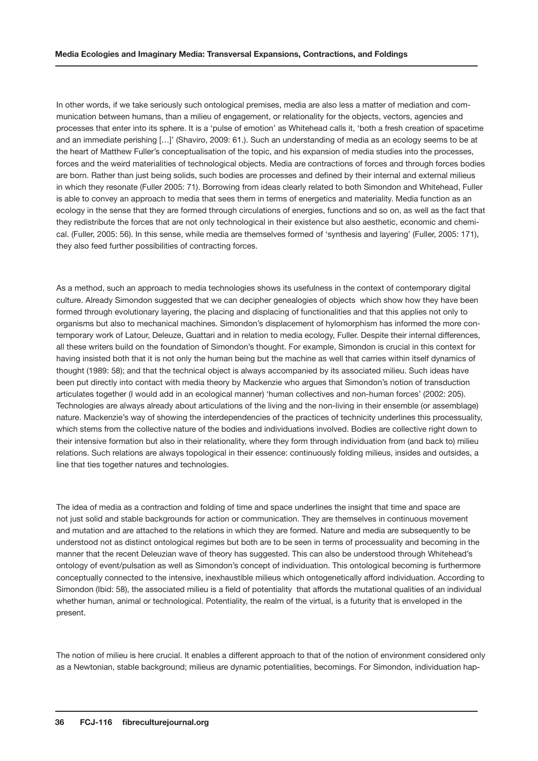In other words, if we take seriously such ontological premises, media are also less a matter of mediation and communication between humans, than a milieu of engagement, or relationality for the objects, vectors, agencies and processes that enter into its sphere. It is a 'pulse of emotion' as Whitehead calls it, 'both a fresh creation of spacetime and an immediate perishing […]' (Shaviro, 2009: 61.). Such an understanding of media as an ecology seems to be at the heart of Matthew Fuller's conceptualisation of the topic, and his expansion of media studies into the processes, forces and the weird materialities of technological objects. Media are contractions of forces and through forces bodies are born. Rather than just being solids, such bodies are processes and defined by their internal and external milieus in which they resonate (Fuller 2005: 71). Borrowing from ideas clearly related to both Simondon and Whitehead, Fuller is able to convey an approach to media that sees them in terms of energetics and materiality. Media function as an ecology in the sense that they are formed through circulations of energies, functions and so on, as well as the fact that they redistribute the forces that are not only technological in their existence but also aesthetic, economic and chemical. (Fuller, 2005: 56). In this sense, while media are themselves formed of 'synthesis and layering' (Fuller, 2005: 171), they also feed further possibilities of contracting forces.

As a method, such an approach to media technologies shows its usefulness in the context of contemporary digital culture. Already Simondon suggested that we can decipher genealogies of objects which show how they have been formed through evolutionary layering, the placing and displacing of functionalities and that this applies not only to organisms but also to mechanical machines. Simondon's displacement of hylomorphism has informed the more contemporary work of Latour, Deleuze, Guattari and in relation to media ecology, Fuller. Despite their internal differences, all these writers build on the foundation of Simondon's thought. For example, Simondon is crucial in this context for having insisted both that it is not only the human being but the machine as well that carries within itself dynamics of thought (1989: 58); and that the technical object is always accompanied by its associated milieu. Such ideas have been put directly into contact with media theory by Mackenzie who argues that Simondon's notion of transduction articulates together (I would add in an ecological manner) 'human collectives and non-human forces' (2002: 205). Technologies are always already about articulations of the living and the non-living in their ensemble (or assemblage) nature. Mackenzie's way of showing the interdependencies of the practices of technicity underlines this processuality, which stems from the collective nature of the bodies and individuations involved. Bodies are collective right down to their intensive formation but also in their relationality, where they form through individuation from (and back to) milieu relations. Such relations are always topological in their essence: continuously folding milieus, insides and outsides, a line that ties together natures and technologies.

The idea of media as a contraction and folding of time and space underlines the insight that time and space are not just solid and stable backgrounds for action or communication. They are themselves in continuous movement and mutation and are attached to the relations in which they are formed. Nature and media are subsequently to be understood not as distinct ontological regimes but both are to be seen in terms of processuality and becoming in the manner that the recent Deleuzian wave of theory has suggested. This can also be understood through Whitehead's ontology of event/pulsation as well as Simondon's concept of individuation. This ontological becoming is furthermore conceptually connected to the intensive, inexhaustible milieus which ontogenetically afford individuation. According to Simondon (Ibid: 58), the associated milieu is a field of potentiality that affords the mutational qualities of an individual whether human, animal or technological. Potentiality, the realm of the virtual, is a futurity that is enveloped in the present.

The notion of milieu is here crucial. It enables a different approach to that of the notion of environment considered only as a Newtonian, stable background; milieus are dynamic potentialities, becomings. For Simondon, individuation hap-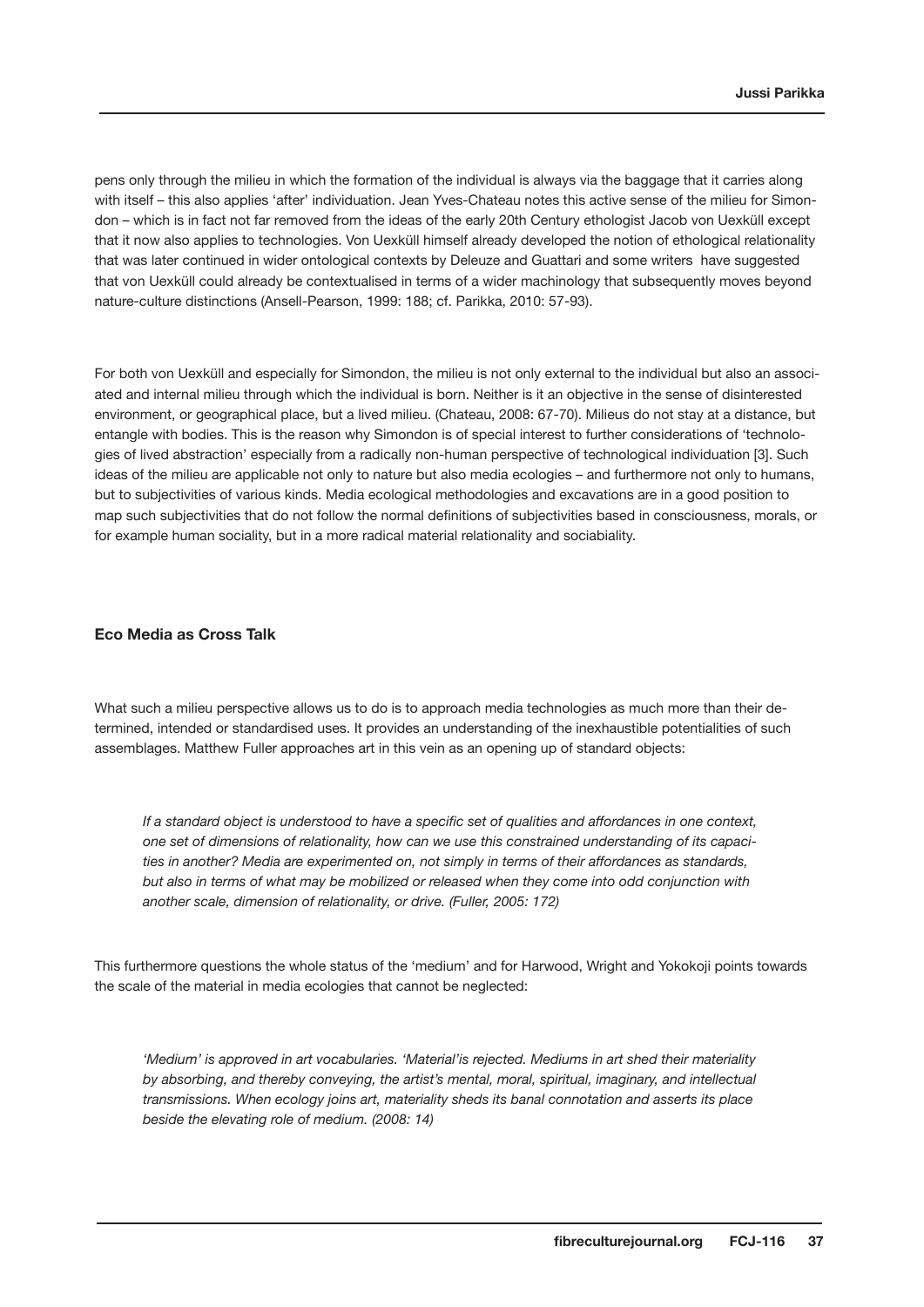pens only through the milieu in which the formation of the individual is always via the baggage that it carries along with itself – this also applies 'after' individuation. Jean Yves-Chateau notes this active sense of the milieu for Simondon – which is in fact not far removed from the ideas of the early 20th Century ethologist Jacob von Uexküll except that it now also applies to technologies. Von Uexküll himself already developed the notion of ethological relationality that was later continued in wider ontological contexts by Deleuze and Guattari and some writers have suggested that von Uexküll could already be contextualised in terms of a wider machinology that subsequently moves beyond nature-culture distinctions (Ansell-Pearson, 1999: 188; cf. Parikka, 2010: 57-93).

For both von Uexküll and especially for Simondon, the milieu is not only external to the individual but also an associated and internal milieu through which the individual is born. Neither is it an objective in the sense of disinterested environment, or geographical place, but a lived milieu. (Chateau, 2008: 67-70). Milieus do not stay at a distance, but entangle with bodies. This is the reason why Simondon is of special interest to further considerations of 'technologies of lived abstraction' especially from a radically non-human perspective of technological individuation [3]. Such ideas of the milieu are applicable not only to nature but also media ecologies – and furthermore not only to humans, but to subjectivities of various kinds. Media ecological methodologies and excavations are in a good position to map such subjectivities that do not follow the normal definitions of subjectivities based in consciousness, morals, or for example human sociality, but in a more radical material relationality and sociabiality.

### Eco Media as Cross Talk

What such a milieu perspective allows us to do is to approach media technologies as much more than their determined, intended or standardised uses. It provides an understanding of the inexhaustible potentialities of such assemblages. Matthew Fuller approaches art in this vein as an opening up of standard objects:

> *If a standard object is understood to have a specific set of qualities and affordances in one context, one set of dimensions of relationality, how can we use this constrained understanding of its capacities in another? Media are experimented on, not simply in terms of their affordances as standards, but also in terms of what may be mobilized or released when they come into odd conjunction with another scale, dimension of relationality, or drive. (Fuller, 2005: 172)*

This furthermore questions the whole status of the 'medium' and for Harwood, Wright and Yokokoji points towards the scale of the material in media ecologies that cannot be neglected:

> *'Medium' is approved in art vocabularies. 'Material'is rejected. Mediums in art shed their materiality by absorbing, and thereby conveying, the artist's mental, moral, spiritual, imaginary, and intellectual transmissions. When ecology joins art, materiality sheds its banal connotation and asserts its place beside the elevating role of medium. (2008: 14)*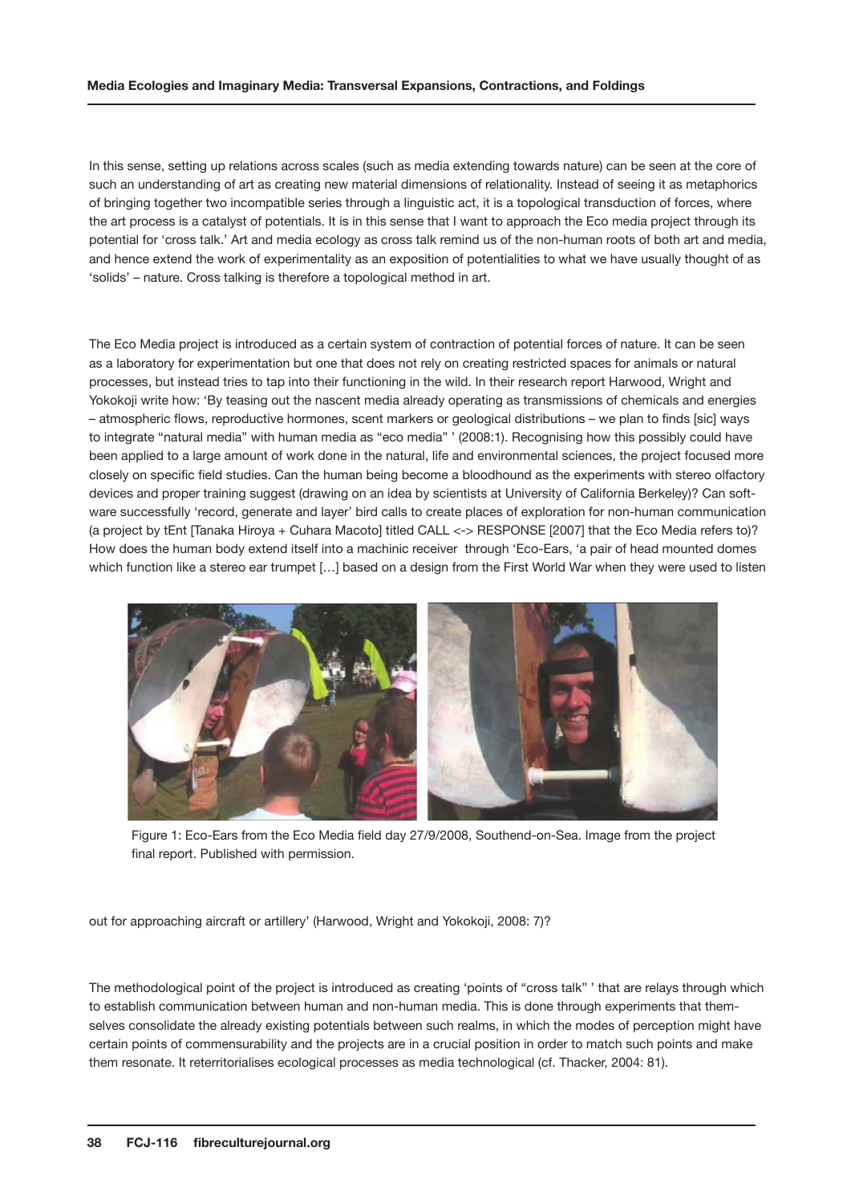In this sense, setting up relations across scales (such as media extending towards nature) can be seen at the core of such an understanding of art as creating new material dimensions of relationality. Instead of seeing it as metaphorics of bringing together two incompatible series through a linguistic act, it is a topological transduction of forces, where the art process is a catalyst of potentials. It is in this sense that I want to approach the Eco media project through its potential for 'cross talk.' Art and media ecology as cross talk remind us of the non-human roots of both art and media, and hence extend the work of experimentality as an exposition of potentialities to what we have usually thought of as 'solids' – nature. Cross talking is therefore a topological method in art.

The Eco Media project is introduced as a certain system of contraction of potential forces of nature. It can be seen as a laboratory for experimentation but one that does not rely on creating restricted spaces for animals or natural processes, but instead tries to tap into their functioning in the wild. In their research report Harwood, Wright and Yokokoji write how: 'By teasing out the nascent media already operating as transmissions of chemicals and energies – atmospheric flows, reproductive hormones, scent markers or geological distributions – we plan to finds [sic] ways to integrate "natural media" with human media as "eco media" ' (2008:1). Recognising how this possibly could have been applied to a large amount of work done in the natural, life and environmental sciences, the project focused more closely on specific field studies. Can the human being become a bloodhound as the experiments with stereo olfactory devices and proper training suggest (drawing on an idea by scientists at University of California Berkeley)? Can software successfully 'record, generate and layer' bird calls to create places of exploration for non-human communication (a project by tEnt [Tanaka Hiroya + Cuhara Macoto] titled CALL <-> RESPONSE [2007] that the Eco Media refers to)? How does the human body extend itself into a machinic receiver through 'Eco-Ears, 'a pair of head mounted domes which function like a stereo ear trumpet […] based on a design from the First World War when they were used to listen out for approaching aircraft or artillery' (Harwood, Wright and Yokokoji, 2008: 7)?

Figure 1: Eco-Ears from the Eco Media field day 27/9/2008, Southend-on-Sea. Image from the project final report. Published with permission.

The methodological point of the project is introduced as creating 'points of "cross talk" ' that are relays through which to establish communication between human and non-human media. This is done through experiments that themselves consolidate the already existing potentials between such realms, in which the modes of perception might have certain points of commensurability and the projects are in a crucial position in order to match such points and make them resonate. It reterritorialises ecological processes as media technological (cf. Thacker, 2004: 81).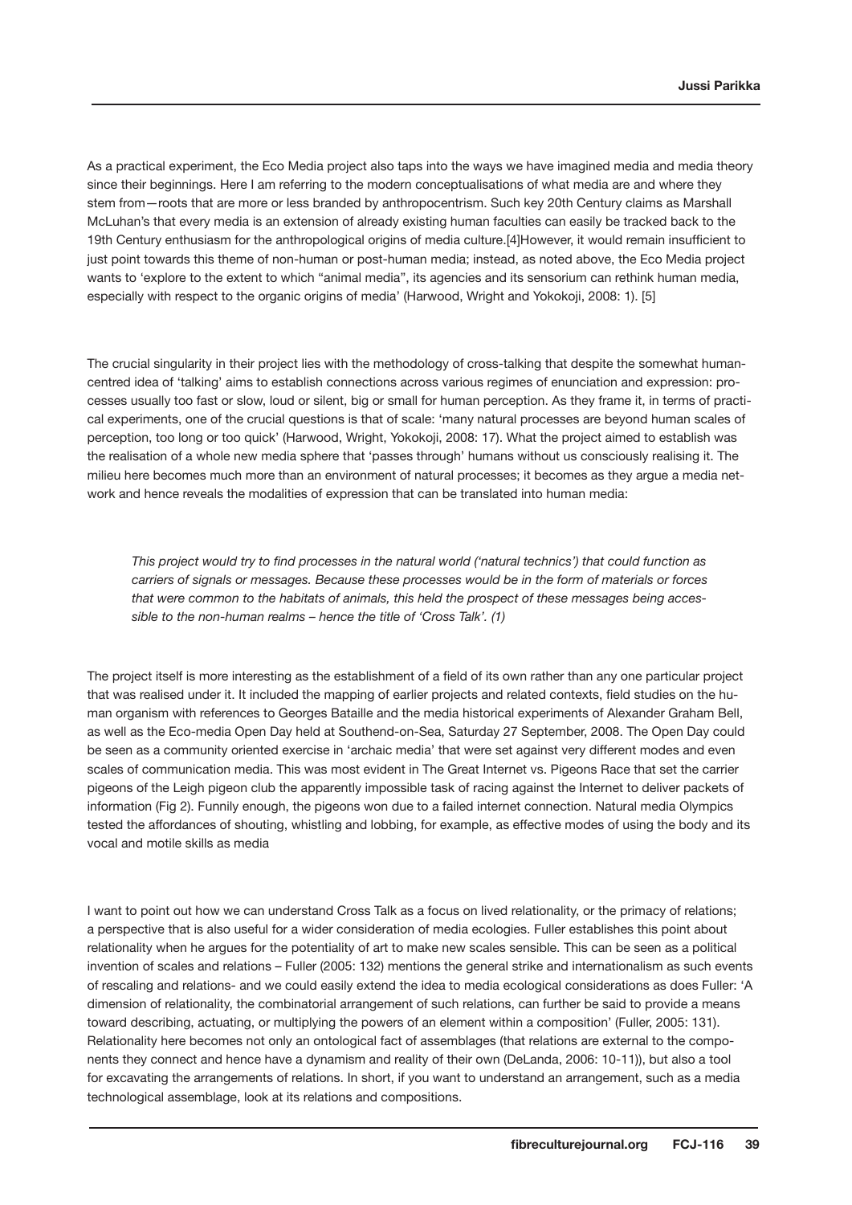As a practical experiment, the Eco Media project also taps into the ways we have imagined media and media theory since their beginnings. Here I am referring to the modern conceptualisations of what media are and where they stem from—roots that are more or less branded by anthropocentrism. Such key 20th Century claims as Marshall McLuhan's that every media is an extension of already existing human faculties can easily be tracked back to the 19th Century enthusiasm for the anthropological origins of media culture.[4]However, it would remain insufficient to just point towards this theme of non-human or post-human media; instead, as noted above, the Eco Media project wants to 'explore to the extent to which "animal media", its agencies and its sensorium can rethink human media, especially with respect to the organic origins of media' (Harwood, Wright and Yokokoji, 2008: 1). [5]

The crucial singularity in their project lies with the methodology of cross-talking that despite the somewhat human-centred idea of 'talking' aims to establish connections across various regimes of enunciation and expression: processes usually too fast or slow, loud or silent, big or small for human perception. As they frame it, in terms of practical experiments, one of the crucial questions is that of scale: 'many natural processes are beyond human scales of perception, too long or too quick' (Harwood, Wright, Yokokoji, 2008: 17). What the project aimed to establish was the realisation of a whole new media sphere that 'passes through' humans without us consciously realising it. The milieu here becomes much more than an environment of natural processes; it becomes as they argue a media network and hence reveals the modalities of expression that can be translated into human media:

> *This project would try to find processes in the natural world ('natural technics') that could function as carriers of signals or messages. Because these processes would be in the form of materials or forces that were common to the habitats of animals, this held the prospect of these messages being accessible to the non-human realms – hence the title of 'Cross Talk'. (1)*

The project itself is more interesting as the establishment of a field of its own rather than any one particular project that was realised under it. It included the mapping of earlier projects and related contexts, field studies on the human organism with references to Georges Bataille and the media historical experiments of Alexander Graham Bell, as well as the Eco-media Open Day held at Southend-on-Sea, Saturday 27 September, 2008. The Open Day could be seen as a community oriented exercise in 'archaic media' that were set against very different modes and even scales of communication media. This was most evident in The Great Internet vs. Pigeons Race that set the carrier pigeons of the Leigh pigeon club the apparently impossible task of racing against the Internet to deliver packets of information (Fig 2). Funnily enough, the pigeons won due to a failed internet connection. Natural media Olympics tested the affordances of shouting, whistling and lobbing, for example, as effective modes of using the body and its vocal and motile skills as media

I want to point out how we can understand Cross Talk as a focus on lived relationality, or the primacy of relations; a perspective that is also useful for a wider consideration of media ecologies. Fuller establishes this point about relationality when he argues for the potentiality of art to make new scales sensible. This can be seen as a political invention of scales and relations – Fuller (2005: 132) mentions the general strike and internationalism as such events of rescaling and relations- and we could easily extend the idea to media ecological considerations as does Fuller: 'A dimension of relationality, the combinatorial arrangement of such relations, can further be said to provide a means toward describing, actuating, or multiplying the powers of an element within a composition' (Fuller, 2005: 131). Relationality here becomes not only an ontological fact of assemblages (that relations are external to the components they connect and hence have a dynamism and reality of their own (DeLanda, 2006: 10-11)), but also a tool for excavating the arrangements of relations. In short, if you want to understand an arrangement, such as a media technological assemblage, look at its relations and compositions.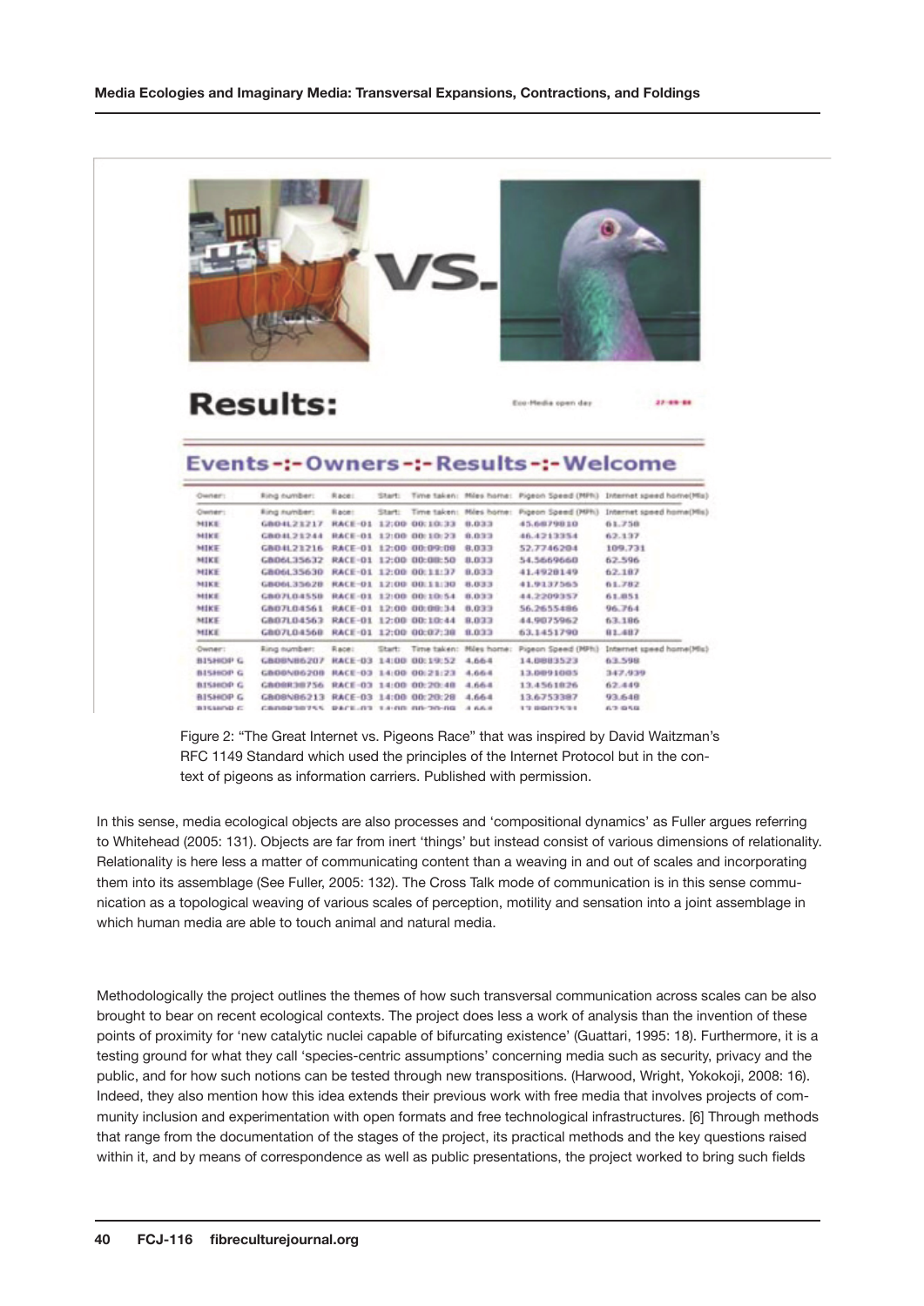Figure 2: "The Great Internet vs. Pigeons Race" that was inspired by David Waitzman's RFC 1149 Standard which used the principles of the Internet Protocol but in the context of pigeons as information carriers. Published with permission.

In this sense, media ecological objects are also processes and 'compositional dynamics' as Fuller argues referring to Whitehead (2005: 131). Objects are far from inert 'things' but instead consist of various dimensions of relationality. Relationality is here less a matter of communicating content than a weaving in and out of scales and incorporating them into its assemblage (See Fuller, 2005: 132). The Cross Talk mode of communication is in this sense communication as a topological weaving of various scales of perception, motility and sensation into a joint assemblage in which human media are able to touch animal and natural media.

Methodologically the project outlines the themes of how such transversal communication across scales can be also brought to bear on recent ecological contexts. The project does less a work of analysis than the invention of these points of proximity for 'new catalytic nuclei capable of bifurcating existence' (Guattari, 1995: 18). Furthermore, it is a testing ground for what they call 'species-centric assumptions' concerning media such as security, privacy and the public, and for how such notions can be tested through new transpositions. (Harwood, Wright, Yokokoji, 2008: 16). Indeed, they also mention how this idea extends their previous work with free media that involves projects of community inclusion and experimentation with open formats and free technological infrastructures. [6] Through methods that range from the documentation of the stages of the project, its practical methods and the key questions raised within it, and by means of correspondence as well as public presentations, the project worked to bring such fields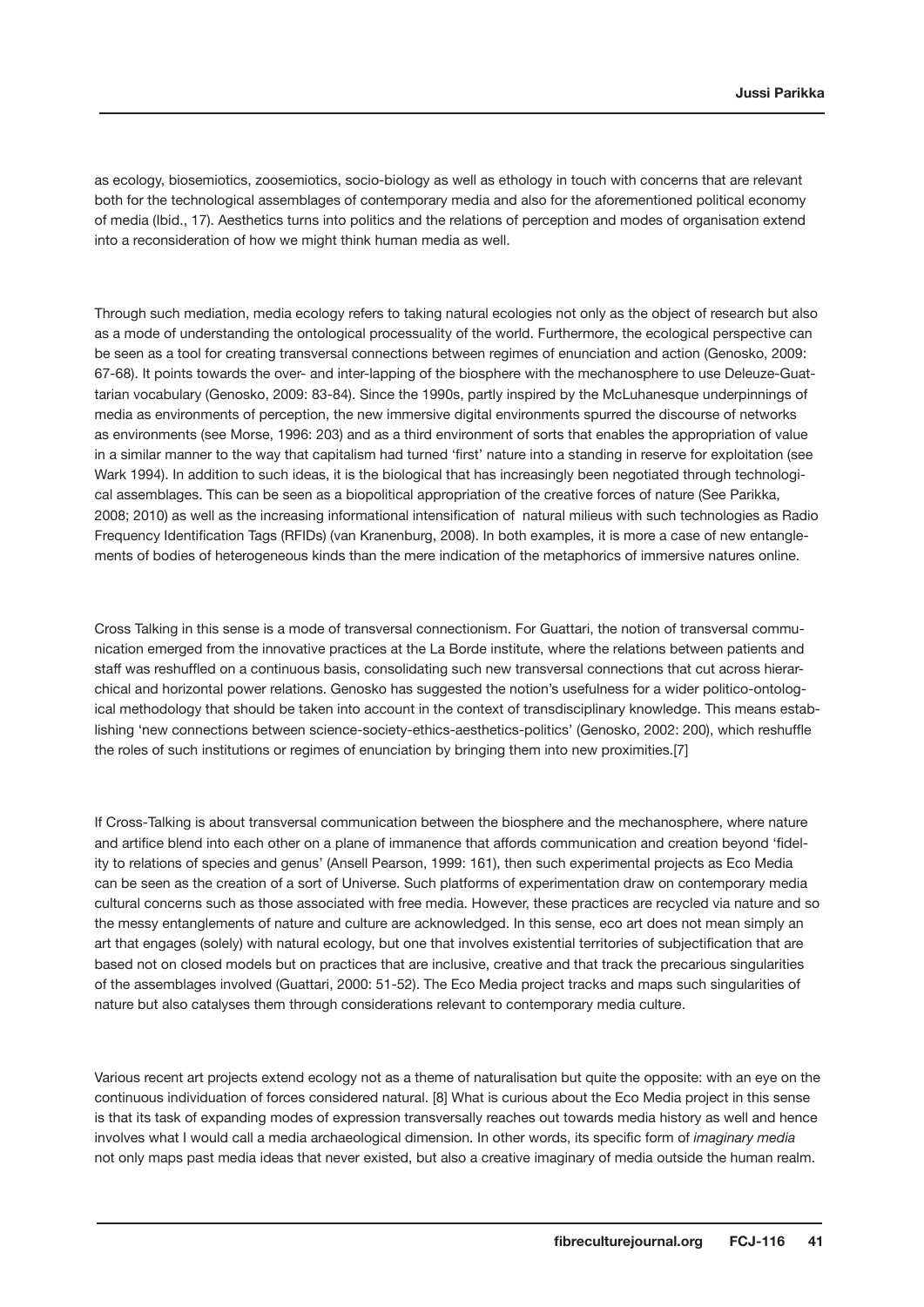as ecology, biosemiotics, zoosemiotics, socio-biology as well as ethology in touch with concerns that are relevant both for the technological assemblages of contemporary media and also for the aforementioned political economy of media (Ibid., 17). Aesthetics turns into politics and the relations of perception and modes of organisation extend into a reconsideration of how we might think human media as well.

Through such mediation, media ecology refers to taking natural ecologies not only as the object of research but also as a mode of understanding the ontological processuality of the world. Furthermore, the ecological perspective can be seen as a tool for creating transversal connections between regimes of enunciation and action (Genosko, 2009: 67-68). It points towards the over- and inter-lapping of the biosphere with the mechanosphere to use Deleuze-Guattarian vocabulary (Genosko, 2009: 83-84). Since the 1990s, partly inspired by the McLuhanesque underpinnings of media as environments of perception, the new immersive digital environments spurred the discourse of networks as environments (see Morse, 1996: 203) and as a third environment of sorts that enables the appropriation of value in a similar manner to the way that capitalism had turned 'first' nature into a standing in reserve for exploitation (see Wark 1994). In addition to such ideas, it is the biological that has increasingly been negotiated through technological assemblages. This can be seen as a biopolitical appropriation of the creative forces of nature (See Parikka, 2008; 2010) as well as the increasing informational intensification of natural milieus with such technologies as Radio Frequency Identification Tags (RFIDs) (van Kranenburg, 2008). In both examples, it is more a case of new entanglements of bodies of heterogeneous kinds than the mere indication of the metaphorics of immersive natures online.

Cross Talking in this sense is a mode of transversal connectionism. For Guattari, the notion of transversal communication emerged from the innovative practices at the La Borde institute, where the relations between patients and staff was reshuffled on a continuous basis, consolidating such new transversal connections that cut across hierarchical and horizontal power relations. Genosko has suggested the notion's usefulness for a wider politico-ontological methodology that should be taken into account in the context of transdisciplinary knowledge. This means establishing 'new connections between science-society-ethics-aesthetics-politics' (Genosko, 2002: 200), which reshuffle the roles of such institutions or regimes of enunciation by bringing them into new proximities.[7]

If Cross-Talking is about transversal communication between the biosphere and the mechanosphere, where nature and artifice blend into each other on a plane of immanence that affords communication and creation beyond 'fidelity to relations of species and genus' (Ansell Pearson, 1999: 161), then such experimental projects as Eco Media can be seen as the creation of a sort of Universe. Such platforms of experimentation draw on contemporary media cultural concerns such as those associated with free media. However, these practices are recycled via nature and so the messy entanglements of nature and culture are acknowledged. In this sense, eco art does not mean simply an art that engages (solely) with natural ecology, but one that involves existential territories of subjectification that are based not on closed models but on practices that are inclusive, creative and that track the precarious singularities of the assemblages involved (Guattari, 2000: 51-52). The Eco Media project tracks and maps such singularities of nature but also catalyses them through considerations relevant to contemporary media culture.

Various recent art projects extend ecology not as a theme of naturalisation but quite the opposite: with an eye on the continuous individuation of forces considered natural. [8] What is curious about the Eco Media project in this sense is that its task of expanding modes of expression transversally reaches out towards media history as well and hence involves what I would call a media archaeological dimension. In other words, its specific form of *imaginary media* not only maps past media ideas that never existed, but also a creative imaginary of media outside the human realm.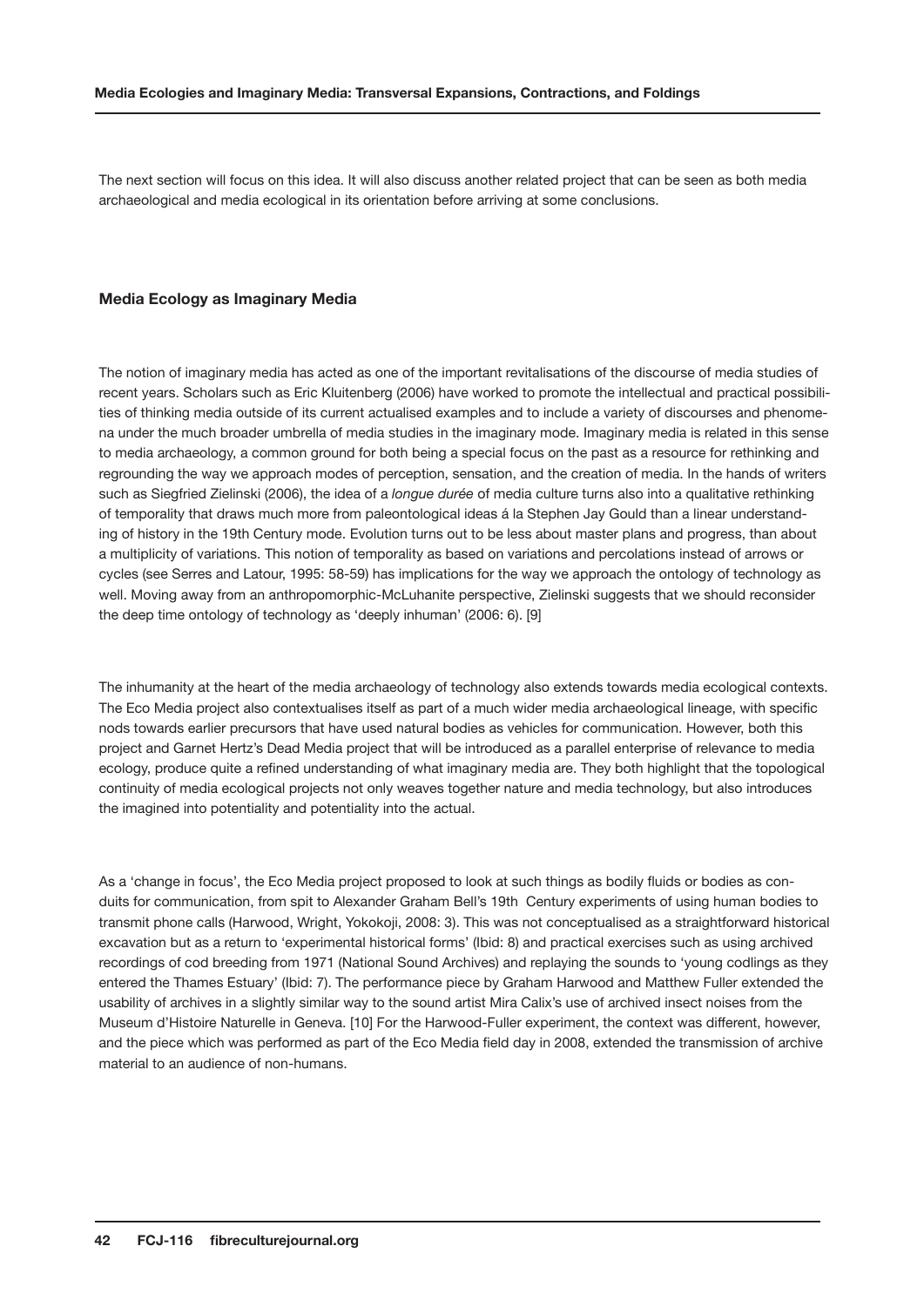The next section will focus on this idea. It will also discuss another related project that can be seen as both media archaeological and media ecological in its orientation before arriving at some conclusions.

## Media Ecology as Imaginary Media

The notion of imaginary media has acted as one of the important revitalisations of the discourse of media studies of recent years. Scholars such as Eric Kluitenberg (2006) have worked to promote the intellectual and practical possibilities of thinking media outside of its current actualised examples and to include a variety of discourses and phenomena under the much broader umbrella of media studies in the imaginary mode. Imaginary media is related in this sense to media archaeology, a common ground for both being a special focus on the past as a resource for rethinking and regrounding the way we approach modes of perception, sensation, and the creation of media. In the hands of writers such as Siegfried Zielinski (2006), the idea of a *longue durée* of media culture turns also into a qualitative rethinking of temporality that draws much more from paleontological ideas á la Stephen Jay Gould than a linear understanding of history in the 19th Century mode. Evolution turns out to be less about master plans and progress, than about a multiplicity of variations. This notion of temporality as based on variations and percolations instead of arrows or cycles (see Serres and Latour, 1995: 58-59) has implications for the way we approach the ontology of technology as well. Moving away from an anthropomorphic-McLuhanite perspective, Zielinski suggests that we should reconsider the deep time ontology of technology as 'deeply inhuman' (2006: 6). [9]

The inhumanity at the heart of the media archaeology of technology also extends towards media ecological contexts. The Eco Media project also contextualises itself as part of a much wider media archaeological lineage, with specific nods towards earlier precursors that have used natural bodies as vehicles for communication. However, both this project and Garnet Hertz's Dead Media project that will be introduced as a parallel enterprise of relevance to media ecology, produce quite a refined understanding of what imaginary media are. They both highlight that the topological continuity of media ecological projects not only weaves together nature and media technology, but also introduces the imagined into potentiality and potentiality into the actual.

As a 'change in focus', the Eco Media project proposed to look at such things as bodily fluids or bodies as conduits for communication, from spit to Alexander Graham Bell's 19th Century experiments of using human bodies to transmit phone calls (Harwood, Wright, Yokokoji, 2008: 3). This was not conceptualised as a straightforward historical excavation but as a return to 'experimental historical forms' (Ibid: 8) and practical exercises such as using archived recordings of cod breeding from 1971 (National Sound Archives) and replaying the sounds to 'young codlings as they entered the Thames Estuary' (Ibid: 7). The performance piece by Graham Harwood and Matthew Fuller extended the usability of archives in a slightly similar way to the sound artist Mira Calix's use of archived insect noises from the Museum d'Histoire Naturelle in Geneva. [10] For the Harwood-Fuller experiment, the context was different, however, and the piece which was performed as part of the Eco Media field day in 2008, extended the transmission of archive material to an audience of non-humans.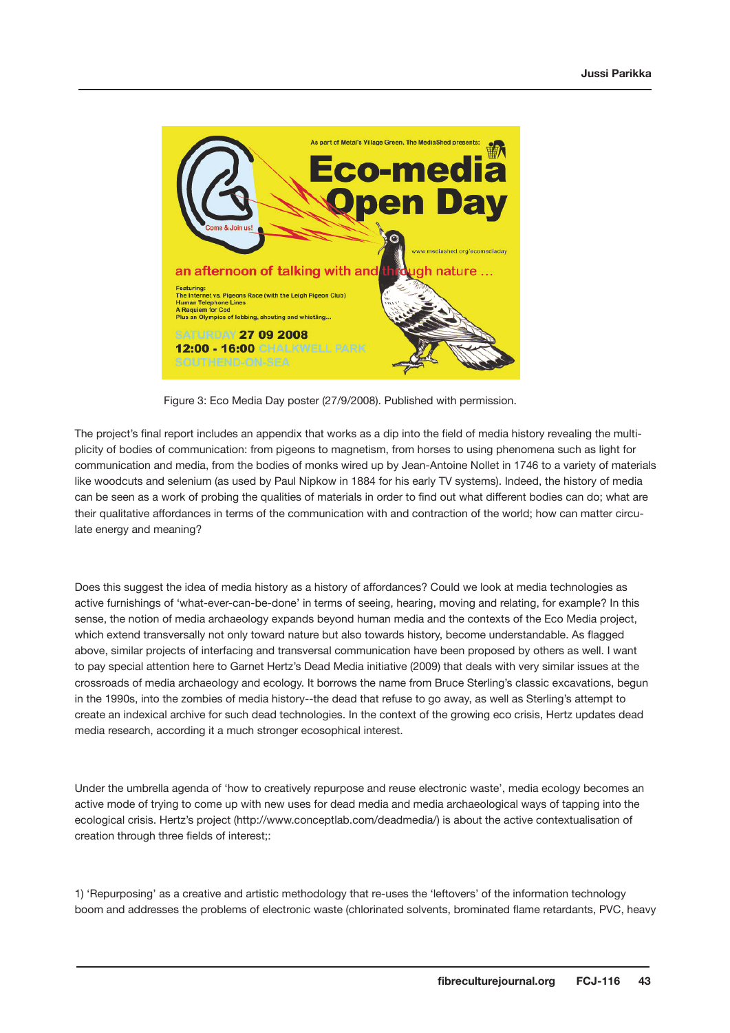Figure 3: Eco Media Day poster (27/9/2008). Published with permission.

The project's final report includes an appendix that works as a dip into the field of media history revealing the multiplicity of bodies of communication: from pigeons to magnetism, from horses to using phenomena such as light for communication and media, from the bodies of monks wired up by Jean-Antoine Nollet in 1746 to a variety of materials like woodcuts and selenium (as used by Paul Nipkow in 1884 for his early TV systems). Indeed, the history of media can be seen as a work of probing the qualities of materials in order to find out what different bodies can do; what are their qualitative affordances in terms of the communication with and contraction of the world; how can matter circulate energy and meaning?

Does this suggest the idea of media history as a history of affordances? Could we look at media technologies as active furnishings of 'what-ever-can-be-done' in terms of seeing, hearing, moving and relating, for example? In this sense, the notion of media archaeology expands beyond human media and the contexts of the Eco Media project, which extend transversally not only toward nature but also towards history, become understandable. As flagged above, similar projects of interfacing and transversal communication have been proposed by others as well. I want to pay special attention here to Garnet Hertz's Dead Media initiative (2009) that deals with very similar issues at the crossroads of media archaeology and ecology. It borrows the name from Bruce Sterling's classic excavations, begun in the 1990s, into the zombies of media history--the dead that refuse to go away, as well as Sterling's attempt to create an indexical archive for such dead technologies. In the context of the growing eco crisis, Hertz updates dead media research, according it a much stronger ecosophical interest.

Under the umbrella agenda of 'how to creatively repurpose and reuse electronic waste', media ecology becomes an active mode of trying to come up with new uses for dead media and media archaeological ways of tapping into the ecological crisis. Hertz's project (http://www.conceptlab.com/deadmedia/) is about the active contextualisation of creation through three fields of interest;:

1) 'Repurposing' as a creative and artistic methodology that re-uses the 'leftovers' of the information technology boom and addresses the problems of electronic waste (chlorinated solvents, brominated flame retardants, PVC, heavy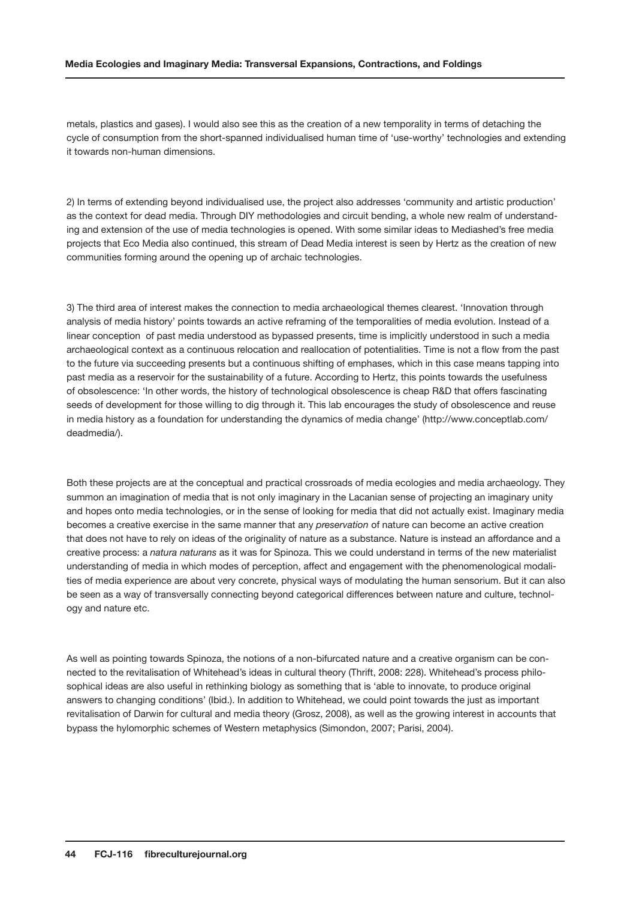metals, plastics and gases). I would also see this as the creation of a new temporality in terms of detaching the cycle of consumption from the short-spanned individualised human time of 'use-worthy' technologies and extending it towards non-human dimensions.

2) In terms of extending beyond individualised use, the project also addresses 'community and artistic production' as the context for dead media. Through DIY methodologies and circuit bending, a whole new realm of understanding and extension of the use of media technologies is opened. With some similar ideas to Mediashed's free media projects that Eco Media also continued, this stream of Dead Media interest is seen by Hertz as the creation of new communities forming around the opening up of archaic technologies.

3) The third area of interest makes the connection to media archaeological themes clearest. 'Innovation through analysis of media history' points towards an active reframing of the temporalities of media evolution. Instead of a linear conception of past media understood as bypassed presents, time is implicitly understood in such a media archaeological context as a continuous relocation and reallocation of potentialities. Time is not a flow from the past to the future via succeeding presents but a continuous shifting of emphases, which in this case means tapping into past media as a reservoir for the sustainability of a future. According to Hertz, this points towards the usefulness of obsolescence: 'In other words, the history of technological obsolescence is cheap R&D that offers fascinating seeds of development for those willing to dig through it. This lab encourages the study of obsolescence and reuse in media history as a foundation for understanding the dynamics of media change' (http://www.conceptlab.com/deadmedia/).

Both these projects are at the conceptual and practical crossroads of media ecologies and media archaeology. They summon an imagination of media that is not only imaginary in the Lacanian sense of projecting an imaginary unity and hopes onto media technologies, or in the sense of looking for media that did not actually exist. Imaginary media becomes a creative exercise in the same manner that any *preservation* of nature can become an active creation that does not have to rely on ideas of the originality of nature as a substance. Nature is instead an affordance and a creative process: a *natura naturans* as it was for Spinoza. This we could understand in terms of the new materialist understanding of media in which modes of perception, affect and engagement with the phenomenological modalities of media experience are about very concrete, physical ways of modulating the human sensorium. But it can also be seen as a way of transversally connecting beyond categorical differences between nature and culture, technology and nature etc.

As well as pointing towards Spinoza, the notions of a non-bifurcated nature and a creative organism can be connected to the revitalisation of Whitehead's ideas in cultural theory (Thrift, 2008: 228). Whitehead's process philosophical ideas are also useful in rethinking biology as something that is 'able to innovate, to produce original answers to changing conditions' (Ibid.). In addition to Whitehead, we could point towards the just as important revitalisation of Darwin for cultural and media theory (Grosz, 2008), as well as the growing interest in accounts that bypass the hylomorphic schemes of Western metaphysics (Simondon, 2007; Parisi, 2004).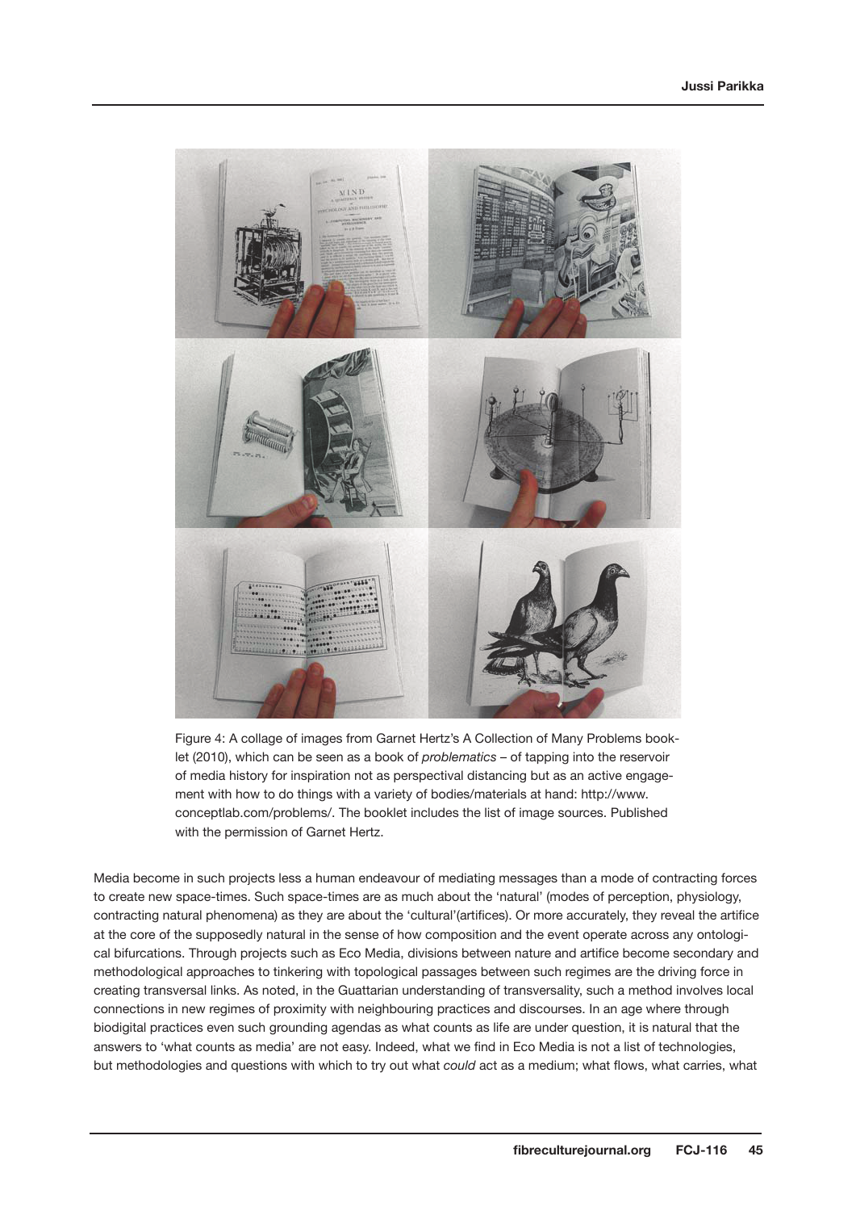Figure 4: A collage of images from Garnet Hertz's A Collection of Many Problems booklet (2010), which can be seen as a book of *problematics* – of tapping into the reservoir of media history for inspiration not as perspectival distancing but as an active engagement with how to do things with a variety of bodies/materials at hand: http://www.conceptlab.com/problems/. The booklet includes the list of image sources. Published with the permission of Garnet Hertz.

Media become in such projects less a human endeavour of mediating messages than a mode of contracting forces to create new space-times. Such space-times are as much about the 'natural' (modes of perception, physiology, contracting natural phenomena) as they are about the 'cultural'(artifices). Or more accurately, they reveal the artifice at the core of the supposedly natural in the sense of how composition and the event operate across any ontological bifurcations. Through projects such as Eco Media, divisions between nature and artifice become secondary and methodological approaches to tinkering with topological passages between such regimes are the driving force in creating transversal links. As noted, in the Guattarian understanding of transversality, such a method involves local connections in new regimes of proximity with neighbouring practices and discourses. In an age where through biodigital practices even such grounding agendas as what counts as life are under question, it is natural that the answers to 'what counts as media' are not easy. Indeed, what we find in Eco Media is not a list of technologies, but methodologies and questions with which to try out what *could* act as a medium; what flows, what carries, what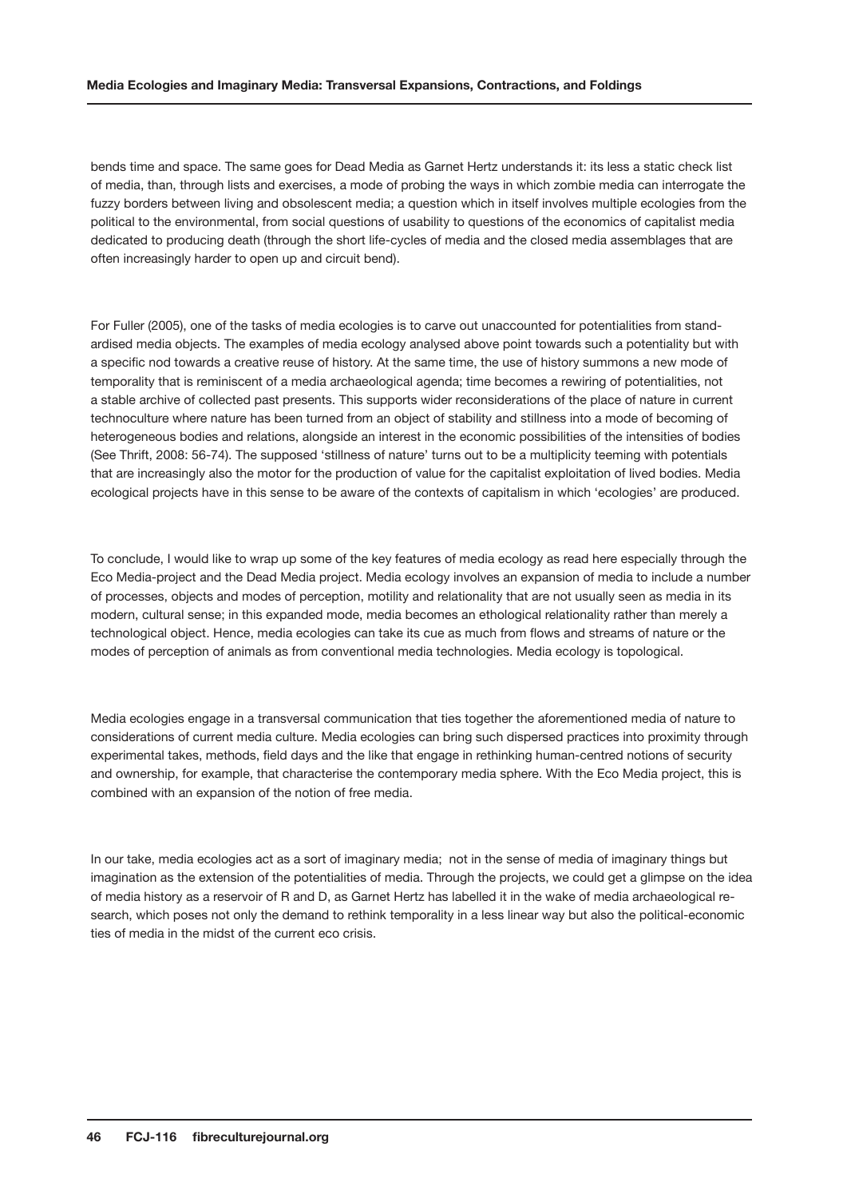bends time and space. The same goes for Dead Media as Garnet Hertz understands it: its less a static check list of media, than, through lists and exercises, a mode of probing the ways in which zombie media can interrogate the fuzzy borders between living and obsolescent media; a question which in itself involves multiple ecologies from the political to the environmental, from social questions of usability to questions of the economics of capitalist media dedicated to producing death (through the short life-cycles of media and the closed media assemblages that are often increasingly harder to open up and circuit bend).

For Fuller (2005), one of the tasks of media ecologies is to carve out unaccounted for potentialities from standardised media objects. The examples of media ecology analysed above point towards such a potentiality but with a specific nod towards a creative reuse of history. At the same time, the use of history summons a new mode of temporality that is reminiscent of a media archaeological agenda; time becomes a rewiring of potentialities, not a stable archive of collected past presents. This supports wider reconsiderations of the place of nature in current technoculture where nature has been turned from an object of stability and stillness into a mode of becoming of heterogeneous bodies and relations, alongside an interest in the economic possibilities of the intensities of bodies (See Thrift, 2008: 56-74). The supposed 'stillness of nature' turns out to be a multiplicity teeming with potentials that are increasingly also the motor for the production of value for the capitalist exploitation of lived bodies. Media ecological projects have in this sense to be aware of the contexts of capitalism in which 'ecologies' are produced.

To conclude, I would like to wrap up some of the key features of media ecology as read here especially through the Eco Media-project and the Dead Media project. Media ecology involves an expansion of media to include a number of processes, objects and modes of perception, motility and relationality that are not usually seen as media in its modern, cultural sense; in this expanded mode, media becomes an ethological relationality rather than merely a technological object. Hence, media ecologies can take its cue as much from flows and streams of nature or the modes of perception of animals as from conventional media technologies. Media ecology is topological.

Media ecologies engage in a transversal communication that ties together the aforementioned media of nature to considerations of current media culture. Media ecologies can bring such dispersed practices into proximity through experimental takes, methods, field days and the like that engage in rethinking human-centred notions of security and ownership, for example, that characterise the contemporary media sphere. With the Eco Media project, this is combined with an expansion of the notion of free media.

In our take, media ecologies act as a sort of imaginary media; not in the sense of media of imaginary things but imagination as the extension of the potentialities of media. Through the projects, we could get a glimpse on the idea of media history as a reservoir of R and D, as Garnet Hertz has labelled it in the wake of media archaeological research, which poses not only the demand to rethink temporality in a less linear way but also the political-economic ties of media in the midst of the current eco crisis.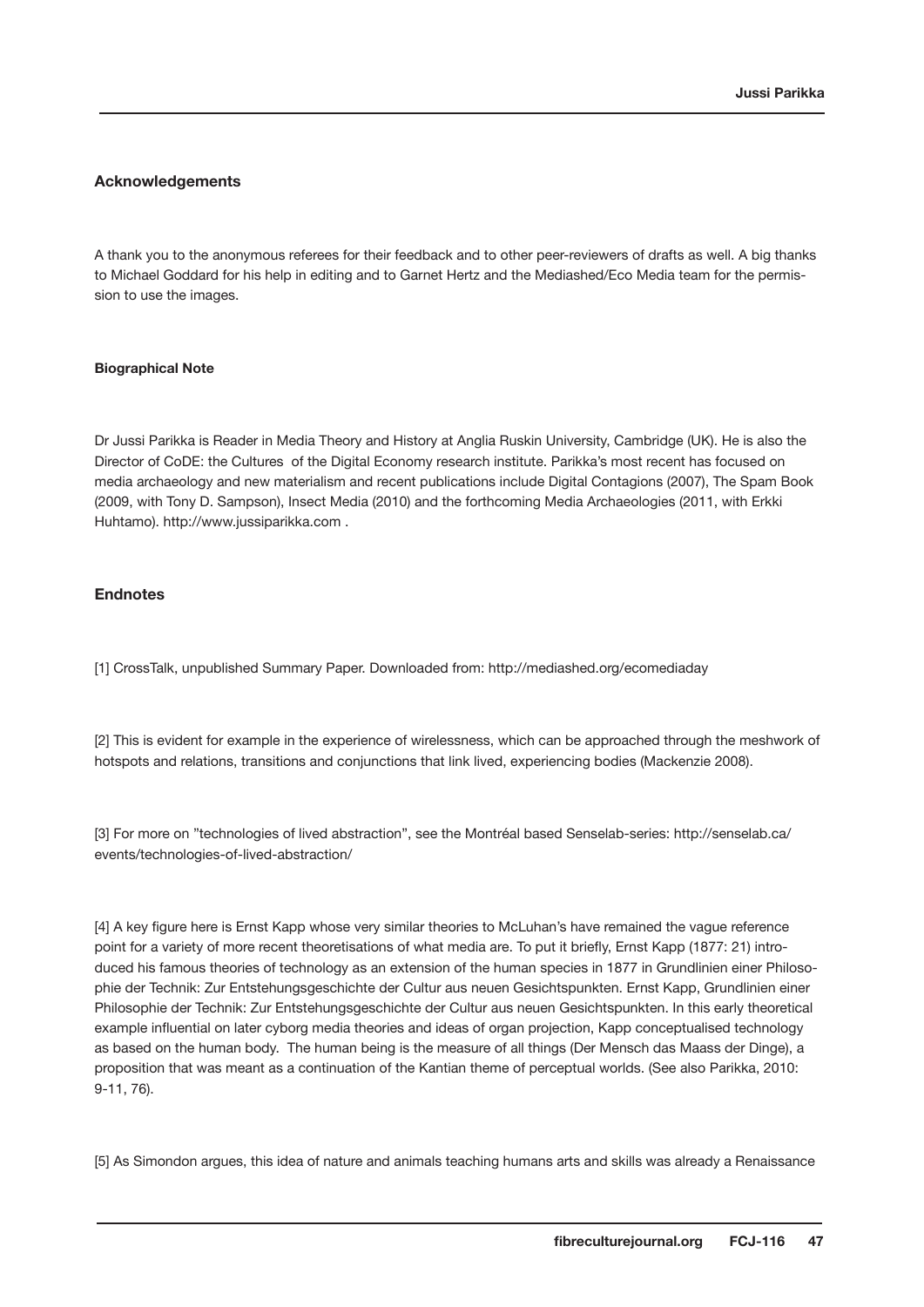## Acknowledgements

A thank you to the anonymous referees for their feedback and to other peer-reviewers of drafts as well. A big thanks to Michael Goddard for his help in editing and to Garnet Hertz and the Mediashed/Eco Media team for the permission to use the images.

#### Biographical Note

Dr Jussi Parikka is Reader in Media Theory and History at Anglia Ruskin University, Cambridge (UK). He is also the Director of CoDE: the Cultures of the Digital Economy research institute. Parikka's most recent has focused on media archaeology and new materialism and recent publications include Digital Contagions (2007), The Spam Book (2009, with Tony D. Sampson), Insect Media (2010) and the forthcoming Media Archaeologies (2011, with Erkki Huhtamo). http://www.jussiparikka.com .

## Endnotes

[1] CrossTalk, unpublished Summary Paper. Downloaded from: http://mediashed.org/ecomediaday

[2] This is evident for example in the experience of wirelessness, which can be approached through the meshwork of hotspots and relations, transitions and conjunctions that link lived, experiencing bodies (Mackenzie 2008).

[3] For more on "technologies of lived abstraction", see the Montréal based Senselab-series: http://senselab.ca/events/technologies-of-lived-abstraction/

[4] A key figure here is Ernst Kapp whose very similar theories to McLuhan's have remained the vague reference point for a variety of more recent theoretisations of what media are. To put it briefly, Ernst Kapp (1877: 21) introduced his famous theories of technology as an extension of the human species in 1877 in Grundlinien einer Philosophie der Technik: Zur Entstehungsgeschichte der Cultur aus neuen Gesichtspunkten. Ernst Kapp, Grundlinien einer Philosophie der Technik: Zur Entstehungsgeschichte der Cultur aus neuen Gesichtspunkten. In this early theoretical example influential on later cyborg media theories and ideas of organ projection, Kapp conceptualised technology as based on the human body. The human being is the measure of all things (Der Mensch das Maass der Dinge), a proposition that was meant as a continuation of the Kantian theme of perceptual worlds. (See also Parikka, 2010: 9-11, 76).

[5] As Simondon argues, this idea of nature and animals teaching humans arts and skills was already a Renaissance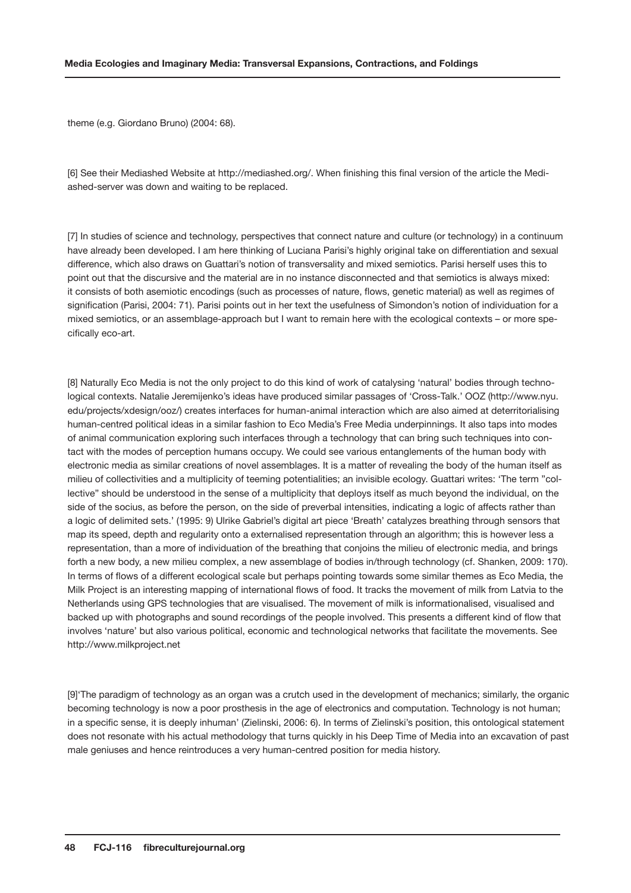theme (e.g. Giordano Bruno) (2004: 68).

[6] See their Mediashed Website at http://mediashed.org/. When finishing this final version of the article the Mediashed-server was down and waiting to be replaced.

[7] In studies of science and technology, perspectives that connect nature and culture (or technology) in a continuum have already been developed. I am here thinking of Luciana Parisi's highly original take on differentiation and sexual difference, which also draws on Guattari's notion of transversality and mixed semiotics. Parisi herself uses this to point out that the discursive and the material are in no instance disconnected and that semiotics is always mixed: it consists of both asemiotic encodings (such as processes of nature, flows, genetic material) as well as regimes of signification (Parisi, 2004: 71). Parisi points out in her text the usefulness of Simondon's notion of individuation for a mixed semiotics, or an assemblage-approach but I want to remain here with the ecological contexts – or more specifically eco-art.

[8] Naturally Eco Media is not the only project to do this kind of work of catalysing 'natural' bodies through technological contexts. Natalie Jeremijenko's ideas have produced similar passages of 'Cross-Talk.' OOZ (http://www.nyu.edu/projects/xdesign/ooz/) creates interfaces for human-animal interaction which are also aimed at deterritorialising human-centred political ideas in a similar fashion to Eco Media's Free Media underpinnings. It also taps into modes of animal communication exploring such interfaces through a technology that can bring such techniques into contact with the modes of perception humans occupy. We could see various entanglements of the human body with electronic media as similar creations of novel assemblages. It is a matter of revealing the body of the human itself as milieu of collectivities and a multiplicity of teeming potentialities; an invisible ecology. Guattari writes: 'The term "collective" should be understood in the sense of a multiplicity that deploys itself as much beyond the individual, on the side of the socius, as before the person, on the side of preverbal intensities, indicating a logic of affects rather than a logic of delimited sets.' (1995: 9) Ulrike Gabriel's digital art piece 'Breath' catalyzes breathing through sensors that map its speed, depth and regularity onto a externalised representation through an algorithm; this is however less a representation, than a more of individuation of the breathing that conjoins the milieu of electronic media, and brings forth a new body, a new milieu complex, a new assemblage of bodies in/through technology (cf. Shanken, 2009: 170). In terms of flows of a different ecological scale but perhaps pointing towards some similar themes as Eco Media, the Milk Project is an interesting mapping of international flows of food. It tracks the movement of milk from Latvia to the Netherlands using GPS technologies that are visualised. The movement of milk is informationalised, visualised and backed up with photographs and sound recordings of the people involved. This presents a different kind of flow that involves 'nature' but also various political, economic and technological networks that facilitate the movements. See http://www.milkproject.net

[9]'The paradigm of technology as an organ was a crutch used in the development of mechanics; similarly, the organic becoming technology is now a poor prosthesis in the age of electronics and computation. Technology is not human; in a specific sense, it is deeply inhuman' (Zielinski, 2006: 6). In terms of Zielinski's position, this ontological statement does not resonate with his actual methodology that turns quickly in his Deep Time of Media into an excavation of past male geniuses and hence reintroduces a very human-centred position for media history.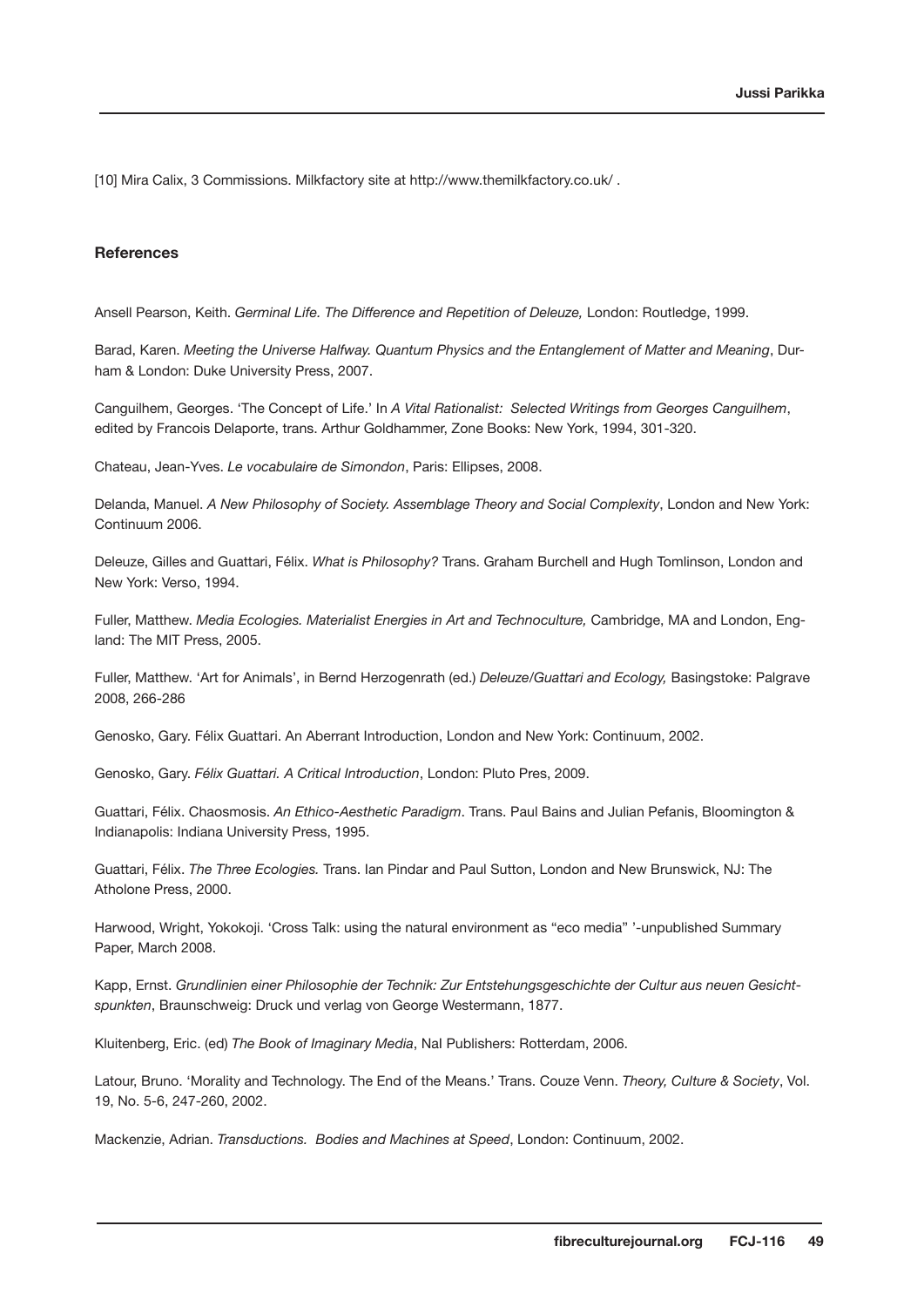[10] Mira Calix, 3 Commissions. Milkfactory site at http://www.themilkfactory.co.uk/ .

## References

Ansell Pearson, Keith. *Germinal Life. The Difference and Repetition of Deleuze,* London: Routledge, 1999.

Barad, Karen. *Meeting the Universe Halfway. Quantum Physics and the Entanglement of Matter and Meaning*, Durham & London: Duke University Press, 2007.

Canguilhem, Georges. 'The Concept of Life.' In *A Vital Rationalist: Selected Writings from Georges Canguilhem*, edited by Francois Delaporte, trans. Arthur Goldhammer, Zone Books: New York, 1994, 301-320.

Chateau, Jean-Yves. *Le vocabulaire de Simondon*, Paris: Ellipses, 2008.

Delanda, Manuel. *A New Philosophy of Society. Assemblage Theory and Social Complexity*, London and New York: Continuum 2006.

Deleuze, Gilles and Guattari, Félix. *What is Philosophy?* Trans. Graham Burchell and Hugh Tomlinson, London and New York: Verso, 1994.

Fuller, Matthew. *Media Ecologies. Materialist Energies in Art and Technoculture,* Cambridge, MA and London, England: The MIT Press, 2005.

Fuller, Matthew. 'Art for Animals', in Bernd Herzogenrath (ed.) *Deleuze/Guattari and Ecology,* Basingstoke: Palgrave 2008, 266-286

Genosko, Gary. Félix Guattari. An Aberrant Introduction, London and New York: Continuum, 2002.

Genosko, Gary. *Félix Guattari. A Critical Introduction*, London: Pluto Pres, 2009.

Guattari, Félix. Chaosmosis. *An Ethico-Aesthetic Paradigm*. Trans. Paul Bains and Julian Pefanis, Bloomington & Indianapolis: Indiana University Press, 1995.

Guattari, Félix. *The Three Ecologies.* Trans. Ian Pindar and Paul Sutton, London and New Brunswick, NJ: The Atholone Press, 2000.

Harwood, Wright, Yokokoji. 'Cross Talk: using the natural environment as "eco media" '-unpublished Summary Paper, March 2008.

Kapp, Ernst. *Grundlinien einer Philosophie der Technik: Zur Entstehungsgeschichte der Cultur aus neuen Gesichtspunkten*, Braunschweig: Druck und verlag von George Westermann, 1877.

Kluitenberg, Eric. (ed) *The Book of Imaginary Media*, NaI Publishers: Rotterdam, 2006.

Latour, Bruno. 'Morality and Technology. The End of the Means.' Trans. Couze Venn. *Theory, Culture & Society*, Vol. 19, No. 5-6, 247-260, 2002.

Mackenzie, Adrian. *Transductions. Bodies and Machines at Speed*, London: Continuum, 2002.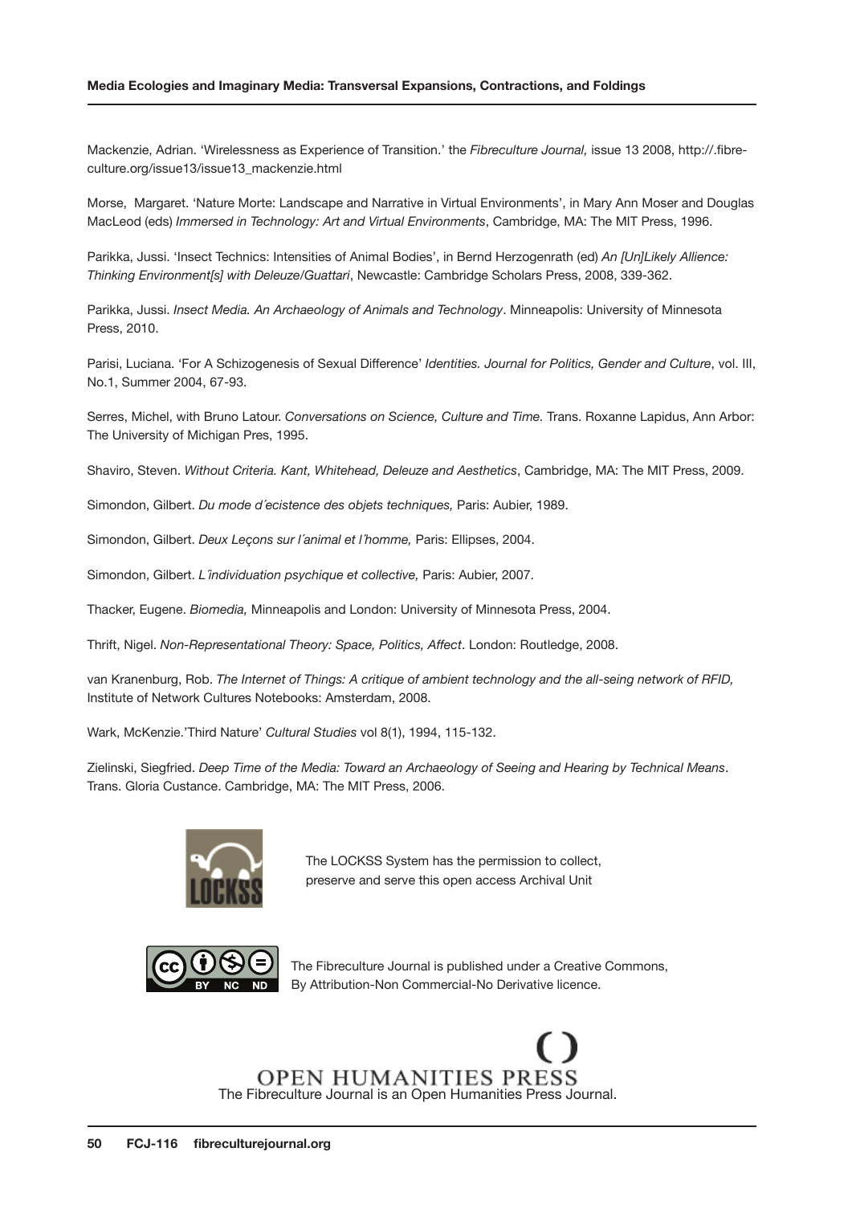Mackenzie, Adrian. 'Wirelessness as Experience of Transition.' the *Fibreculture Journal,* issue 13 2008, http://.fibreculture.org/issue13/issue13_mackenzie.html

Morse, Margaret. 'Nature Morte: Landscape and Narrative in Virtual Environments', in Mary Ann Moser and Douglas MacLeod (eds) *Immersed in Technology: Art and Virtual Environments*, Cambridge, MA: The MIT Press, 1996.

Parikka, Jussi. 'Insect Technics: Intensities of Animal Bodies', in Bernd Herzogenrath (ed) *An [Un]Likely Allience: Thinking Environment[s] with Deleuze/Guattari*, Newcastle: Cambridge Scholars Press, 2008, 339-362.

Parikka, Jussi. *Insect Media. An Archaeology of Animals and Technology*. Minneapolis: University of Minnesota Press, 2010.

Parisi, Luciana. 'For A Schizogenesis of Sexual Difference' *Identities. Journal for Politics, Gender and Culture*, vol. III, No.1, Summer 2004, 67-93.

Serres, Michel, with Bruno Latour. *Conversations on Science, Culture and Time.* Trans. Roxanne Lapidus, Ann Arbor: The University of Michigan Pres, 1995.

Shaviro, Steven. *Without Criteria. Kant, Whitehead, Deleuze and Aesthetics*, Cambridge, MA: The MIT Press, 2009.

Simondon, Gilbert. *Du mode d´ecistence des objets techniques,* Paris: Aubier, 1989.

Simondon, Gilbert. *Deux Leçons sur l´animal et l´homme,* Paris: Ellipses, 2004.

Simondon, Gilbert. *L´individuation psychique et collective,* Paris: Aubier, 2007.

Thacker, Eugene. *Biomedia,* Minneapolis and London: University of Minnesota Press, 2004.

Thrift, Nigel. *Non-Representational Theory: Space, Politics, Affect*. London: Routledge, 2008.

van Kranenburg, Rob. *The Internet of Things: A critique of ambient technology and the all-seing network of RFID,* Institute of Network Cultures Notebooks: Amsterdam, 2008.

Wark, McKenzie.'Third Nature' *Cultural Studies* vol 8(1), 1994, 115-132.

Zielinski, Siegfried. *Deep Time of the Media: Toward an Archaeology of Seeing and Hearing by Technical Means*. Trans. Gloria Custance. Cambridge, MA: The MIT Press, 2006.

The LOCKSS System has the permission to collect, preserve and serve this open access Archival Unit

The Fibreculture Journal is published under a Creative Commons, By Attribution-Non Commercial-No Derivative licence.

OPEN HUMANITIES PRESS

The Fibreculture Journal is an Open Humanities Press Journal.